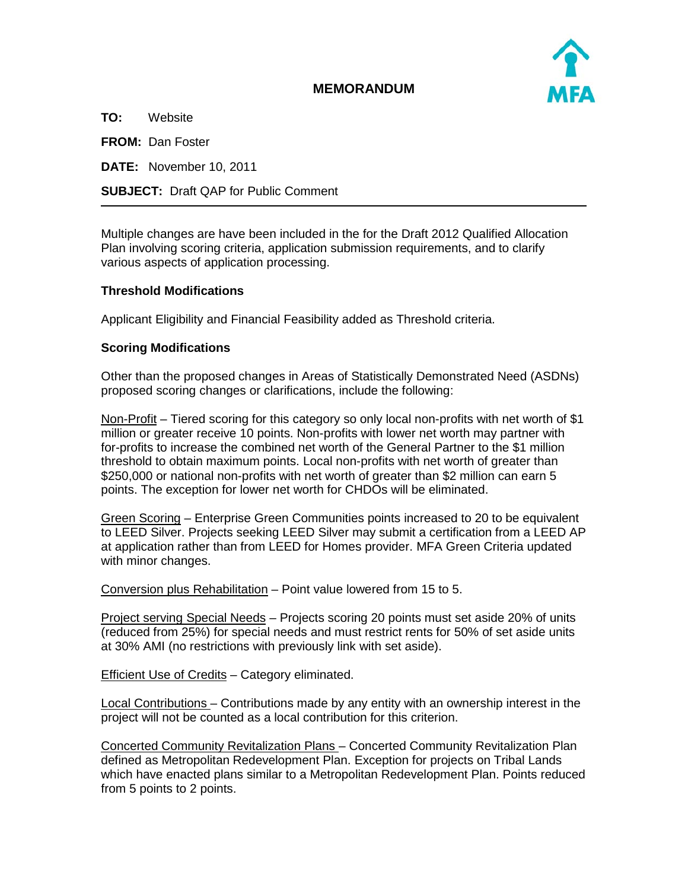# MEMORANDUM

**TO:** Website

**FROM:** Dan Foster

**DATE:** November 10, 2011

**SUBJECT:** Draft QAP for Public Comment

---

Multiple changes are have been included in the for the Draft 2012 Qualified Allocation Plan involving scoring criteria, application submission requirements, and to clarify various aspects of application processing.

**Threshold Modifications**

Applicant Eligibility and Financial Feasibility added as Threshold criteria.

**Scoring Modifications**

Other than the proposed changes in Areas of Statistically Demonstrated Need (ASDNs) proposed scoring changes or clarifications, include the following:

Non-Profit – Tiered scoring for this category so only local non-profits with net worth of $1 million or greater receive 10 points. Non-profits with lower net worth may partner with for-profits to increase the combined net worth of the General Partner to the $1 million threshold to obtain maximum points. Local non-profits with net worth of greater than $250,000 or national non-profits with net worth of greater than $2 million can earn 5 points. The exception for lower net worth for CHDOs will be eliminated.

Green Scoring – Enterprise Green Communities points increased to 20 to be equivalent to LEED Silver. Projects seeking LEED Silver may submit a certification from a LEED AP at application rather than from LEED for Homes provider. MFA Green Criteria updated with minor changes.

Conversion plus Rehabilitation – Point value lowered from 15 to 5.

Project serving Special Needs – Projects scoring 20 points must set aside 20% of units (reduced from 25%) for special needs and must restrict rents for 50% of set aside units at 30% AMI (no restrictions with previously link with set aside).

Efficient Use of Credits – Category eliminated.

Local Contributions – Contributions made by any entity with an ownership interest in the project will not be counted as a local contribution for this criterion.

Concerted Community Revitalization Plans – Concerted Community Revitalization Plan defined as Metropolitan Redevelopment Plan. Exception for projects on Tribal Lands which have enacted plans similar to a Metropolitan Redevelopment Plan. Points reduced from 5 points to 2 points.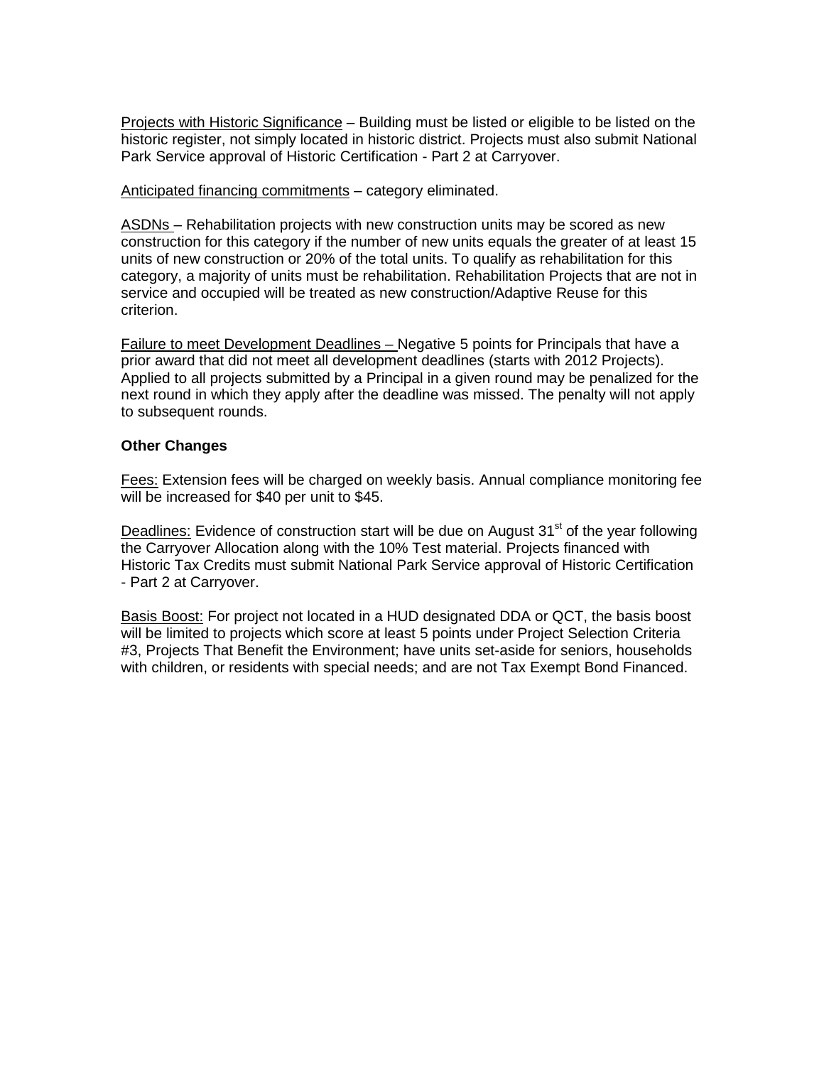Projects with Historic Significance – Building must be listed or eligible to be listed on the historic register, not simply located in historic district. Projects must also submit National Park Service approval of Historic Certification - Part 2 at Carryover.

Anticipated financing commitments – category eliminated.

ASDNs – Rehabilitation projects with new construction units may be scored as new construction for this category if the number of new units equals the greater of at least 15 units of new construction or 20% of the total units. To qualify as rehabilitation for this category, a majority of units must be rehabilitation. Rehabilitation Projects that are not in service and occupied will be treated as new construction/Adaptive Reuse for this criterion.

Failure to meet Development Deadlines – Negative 5 points for Principals that have a prior award that did not meet all development deadlines (starts with 2012 Projects). Applied to all projects submitted by a Principal in a given round may be penalized for the next round in which they apply after the deadline was missed. The penalty will not apply to subsequent rounds.

**Other Changes**

Fees: Extension fees will be charged on weekly basis. Annual compliance monitoring fee will be increased for $40 per unit to $45.

Deadlines: Evidence of construction start will be due on August 31st of the year following the Carryover Allocation along with the 10% Test material. Projects financed with Historic Tax Credits must submit National Park Service approval of Historic Certification - Part 2 at Carryover.

Basis Boost: For project not located in a HUD designated DDA or QCT, the basis boost will be limited to projects which score at least 5 points under Project Selection Criteria #3, Projects That Benefit the Environment; have units set-aside for seniors, households with children, or residents with special needs; and are not Tax Exempt Bond Financed.